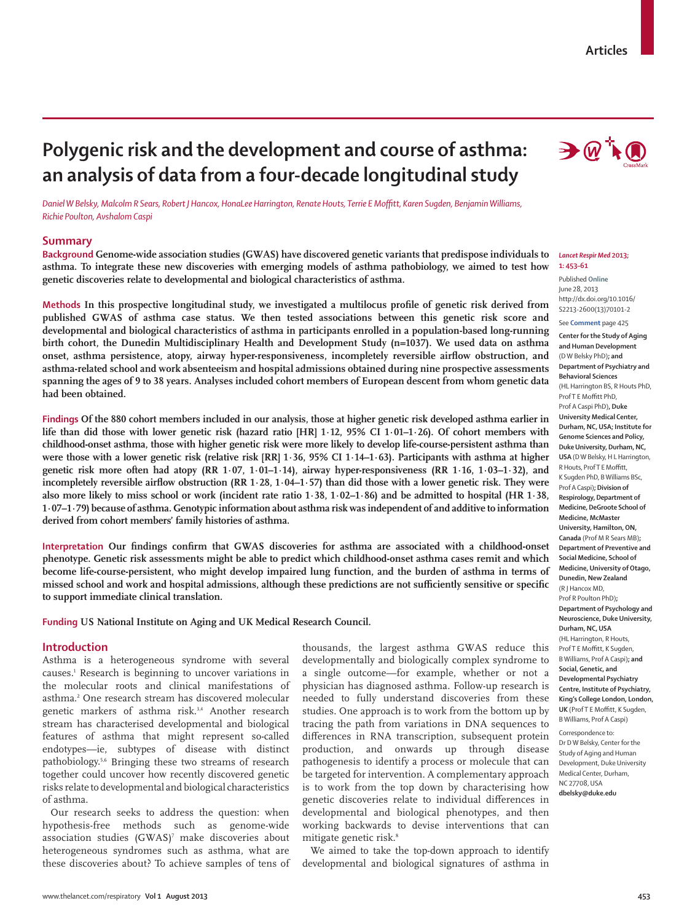Articles

# Polygenic risk and the development and course of asthma: an analysis of data from a four-decade longitudinal study

*Daniel W Belsky, Malcolm R Sears, Robert J Hancox, HonaLee Harrington, Renate Houts, Terrie E Moffitt, Karen Sugden, Benjamin Williams, Richie Poulton, Avshalom Caspi*

## Summary

**Background** **Genome-wide association studies (GWAS) have discovered genetic variants that predispose individuals to asthma. To integrate these new discoveries with emerging models of asthma pathobiology, we aimed to test how genetic discoveries relate to developmental and biological characteristics of asthma.**

**Methods** **In this prospective longitudinal study, we investigated a multilocus profile of genetic risk derived from published GWAS of asthma case status. We then tested associations between this genetic risk score and developmental and biological characteristics of asthma in participants enrolled in a population-based long-running birth cohort, the Dunedin Multidisciplinary Health and Development Study (n=1037). We used data on asthma onset, asthma persistence, atopy, airway hyper-responsiveness, incompletely reversible airflow obstruction, and asthma-related school and work absenteeism and hospital admissions obtained during nine prospective assessments spanning the ages of 9 to 38 years. Analyses included cohort members of European descent from whom genetic data had been obtained.**

**Findings** **Of the 880 cohort members included in our analysis, those at higher genetic risk developed asthma earlier in life than did those with lower genetic risk (hazard ratio [HR] 1·12, 95% CI 1·01–1·26). Of cohort members with childhood-onset asthma, those with higher genetic risk were more likely to develop life-course-persistent asthma than were those with a lower genetic risk (relative risk [RR] 1·36, 95% CI 1·14–1·63). Participants with asthma at higher genetic risk more often had atopy (RR 1·07, 1·01–1·14), airway hyper-responsiveness (RR 1·16, 1·03–1·32), and incompletely reversible airflow obstruction (RR 1·28, 1·04–1·57) than did those with a lower genetic risk. They were also more likely to miss school or work (incident rate ratio 1·38, 1·02–1·86) and be admitted to hospital (HR 1·38, 1·07–1·79) because of asthma. Genotypic information about asthma risk was independent of and additive to information derived from cohort members' family histories of asthma.**

**Interpretation** **Our findings confirm that GWAS discoveries for asthma are associated with a childhood-onset phenotype. Genetic risk assessments might be able to predict which childhood-onset asthma cases remit and which become life-course-persistent, who might develop impaired lung function, and the burden of asthma in terms of missed school and work and hospital admissions, although these predictions are not sufficiently sensitive or specific to support immediate clinical translation.**

**Funding** **US National Institute on Aging and UK Medical Research Council.**

*Lancet Respir Med* **2013; 1: 453–61**

Published **Online** June 28, 2013 http://dx.doi.org/10.1016/S2213-2600(13)70101-2

See **Comment** page 425

**Center for the Study of Aging and Human Development** (D W Belsky PhD)**; and Department of Psychiatry and Behavioral Sciences** (HL Harrington BS, R Houts PhD, Prof T E Moffitt PhD, Prof A Caspi PhD)**, Duke University Medical Center, Durham, NC, USA; Institute for Genome Sciences and Policy, Duke University, Durham, NC, USA** (D W Belsky, H L Harrington, R Houts, Prof T E Moffitt, K Sugden PhD, B Williams BSc, Prof A Caspi)**; Division of Respirology, Department of Medicine, DeGroote School of Medicine, McMaster University, Hamilton, ON, Canada** (Prof M R Sears MB)**; Department of Preventive and Social Medicine, School of Medicine, University of Otago, Dunedin, New Zealand** (R J Hancox MD, Prof R Poulton PhD)**; Department of Psychology and Neuroscience, Duke University, Durham, NC, USA** (HL Harrington, R Houts, Prof T E Moffitt, K Sugden, B Williams, Prof A Caspi)**; and Social, Genetic, and Developmental Psychiatry Centre, Institute of Psychiatry, King's College London, London, UK** (Prof T E Moffitt, K Sugden, B Williams, Prof A Caspi)

Correspondence to: Dr D W Belsky, Center for the Study of Aging and Human Development, Duke University Medical Center, Durham, NC 27708, USA **dbelsky@duke.edu**

## Introduction

Asthma is a heterogeneous syndrome with several causes.[1] Research is beginning to uncover variations in the molecular roots and clinical manifestations of asthma.[2] One research stream has discovered molecular genetic markers of asthma risk.[3,4] Another research stream has characterised developmental and biological features of asthma that might represent so-called endotypes—ie, subtypes of disease with distinct pathobiology.[5,6] Bringing these two streams of research together could uncover how recently discovered genetic risks relate to developmental and biological characteristics of asthma.

Our research seeks to address the question: when hypothesis-free methods such as genome-wide association studies (GWAS)[7] make discoveries about heterogeneous syndromes such as asthma, what are these discoveries about? To achieve samples of tens of thousands, the largest asthma GWAS reduce this developmentally and biologically complex syndrome to a single outcome—for example, whether or not a physician has diagnosed asthma. Follow-up research is needed to fully understand discoveries from these studies. One approach is to work from the bottom up by tracing the path from variations in DNA sequences to differences in RNA transcription, subsequent protein production, and onwards up through disease pathogenesis to identify a process or molecule that can be targeted for intervention. A complementary approach is to work from the top down by characterising how genetic discoveries relate to individual differences in developmental and biological phenotypes, and then working backwards to devise interventions that can mitigate genetic risk.[8]

We aimed to take the top-down approach to identify developmental and biological signatures of asthma in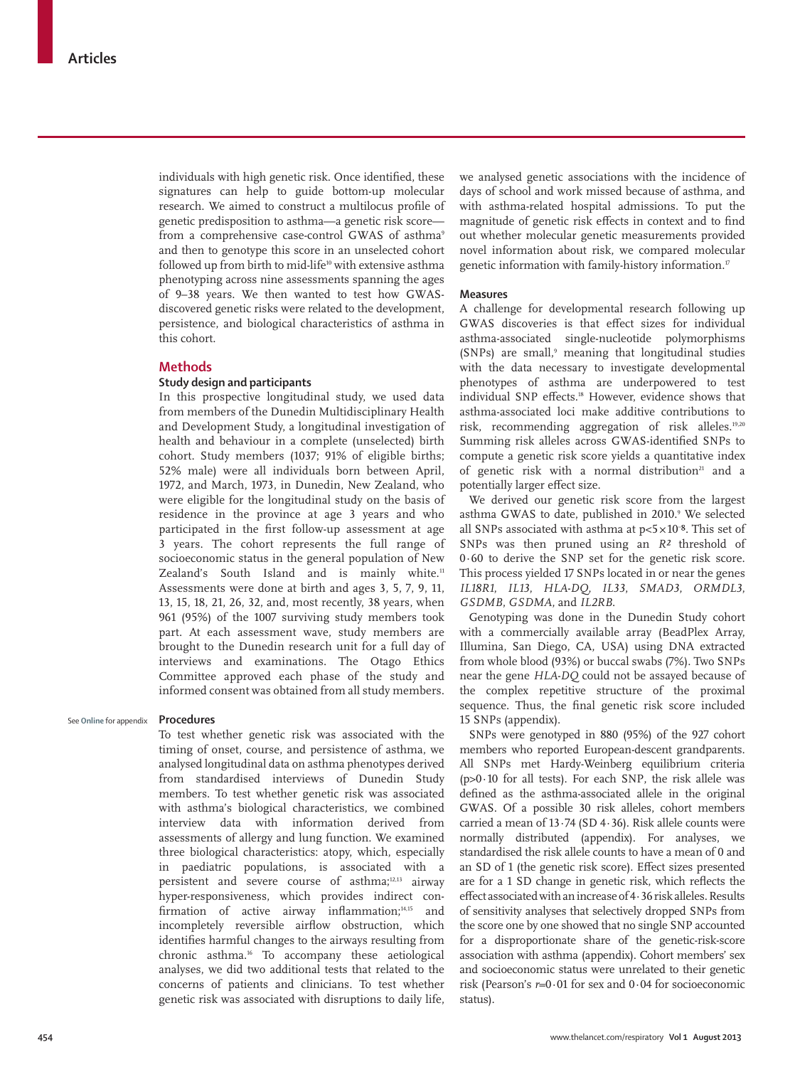individuals with high genetic risk. Once identified, these signatures can help to guide bottom-up molecular research. We aimed to construct a multilocus profile of genetic predisposition to asthma—a genetic risk score—from a comprehensive case-control GWAS of asthma[9] and then to genotype this score in an unselected cohort followed up from birth to mid-life[10] with extensive asthma phenotyping across nine assessments spanning the ages of 9–38 years. We then wanted to test how GWAS-discovered genetic risks were related to the development, persistence, and biological characteristics of asthma in this cohort.

## Methods

### Study design and participants

In this prospective longitudinal study, we used data from members of the Dunedin Multidisciplinary Health and Development Study, a longitudinal investigation of health and behaviour in a complete (unselected) birth cohort. Study members (1037; 91% of eligible births; 52% male) were all individuals born between April, 1972, and March, 1973, in Dunedin, New Zealand, who were eligible for the longitudinal study on the basis of residence in the province at age 3 years and who participated in the first follow-up assessment at age 3 years. The cohort represents the full range of socioeconomic status in the general population of New Zealand's South Island and is mainly white.[11] Assessments were done at birth and ages 3, 5, 7, 9, 11, 13, 15, 18, 21, 26, 32, and, most recently, 38 years, when 961 (95%) of the 1007 surviving study members took part. At each assessment wave, study members are brought to the Dunedin research unit for a full day of interviews and examinations. The Otago Ethics Committee approved each phase of the study and informed consent was obtained from all study members.

See **Online** for appendix

### Procedures

To test whether genetic risk was associated with the timing of onset, course, and persistence of asthma, we analysed longitudinal data on asthma phenotypes derived from standardised interviews of Dunedin Study members. To test whether genetic risk was associated with asthma's biological characteristics, we combined interview data with information derived from assessments of allergy and lung function. We examined three biological characteristics: atopy, which, especially in paediatric populations, is associated with a persistent and severe course of asthma;[12,13] airway hyper-responsiveness, which provides indirect confirmation of active airway inflammation;[14,15] and incompletely reversible airflow obstruction, which identifies harmful changes to the airways resulting from chronic asthma.[16] To accompany these aetiological analyses, we did two additional tests that related to the concerns of patients and clinicians. To test whether genetic risk was associated with disruptions to daily life, we analysed genetic associations with the incidence of days of school and work missed because of asthma, and with asthma-related hospital admissions. To put the magnitude of genetic risk effects in context and to find out whether molecular genetic measurements provided novel information about risk, we compared molecular genetic information with family-history information.[17]

### Measures

A challenge for developmental research following up GWAS discoveries is that effect sizes for individual asthma-associated single-nucleotide polymorphisms (SNPs) are small,[9] meaning that longitudinal studies with the data necessary to investigate developmental phenotypes of asthma are underpowered to test individual SNP effects.[18] However, evidence shows that asthma-associated loci make additive contributions to risk, recommending aggregation of risk alleles.[19,20] Summing risk alleles across GWAS-identified SNPs to compute a genetic risk score yields a quantitative index of genetic risk with a normal distribution[21] and a potentially larger effect size.

We derived our genetic risk score from the largest asthma GWAS to date, published in 2010.[9] We selected all SNPs associated with asthma at $p<5\times10^{-8}$. This set of SNPs was then pruned using an $R^2$ threshold of 0·60 to derive the SNP set for the genetic risk score. This process yielded 17 SNPs located in or near the genes *IL18R1*, *IL13*, *HLA-DQ*, *IL33*, *SMAD3*, *ORMDL3*, *GSDMB*, *GSDMA*, and *IL2RB*.

Genotyping was done in the Dunedin Study cohort with a commercially available array (BeadPlex Array, Illumina, San Diego, CA, USA) using DNA extracted from whole blood (93%) or buccal swabs (7%). Two SNPs near the gene *HLA-DQ* could not be assayed because of the complex repetitive structure of the proximal sequence. Thus, the final genetic risk score included 15 SNPs (appendix).

SNPs were genotyped in 880 (95%) of the 927 cohort members who reported European-descent grandparents. All SNPs met Hardy-Weinberg equilibrium criteria ($p>0·10$ for all tests). For each SNP, the risk allele was defined as the asthma-associated allele in the original GWAS. Of a possible 30 risk alleles, cohort members carried a mean of 13·74 (SD 4·36). Risk allele counts were normally distributed (appendix). For analyses, we standardised the risk allele counts to have a mean of 0 and an SD of 1 (the genetic risk score). Effect sizes presented are for a 1 SD change in genetic risk, which reflects the effect associated with an increase of 4·36 risk alleles. Results of sensitivity analyses that selectively dropped SNPs from the score one by one showed that no single SNP accounted for a disproportionate share of the genetic-risk-score association with asthma (appendix). Cohort members' sex and socioeconomic status were unrelated to their genetic risk (Pearson's $r$=0·01 for sex and 0·04 for socioeconomic status).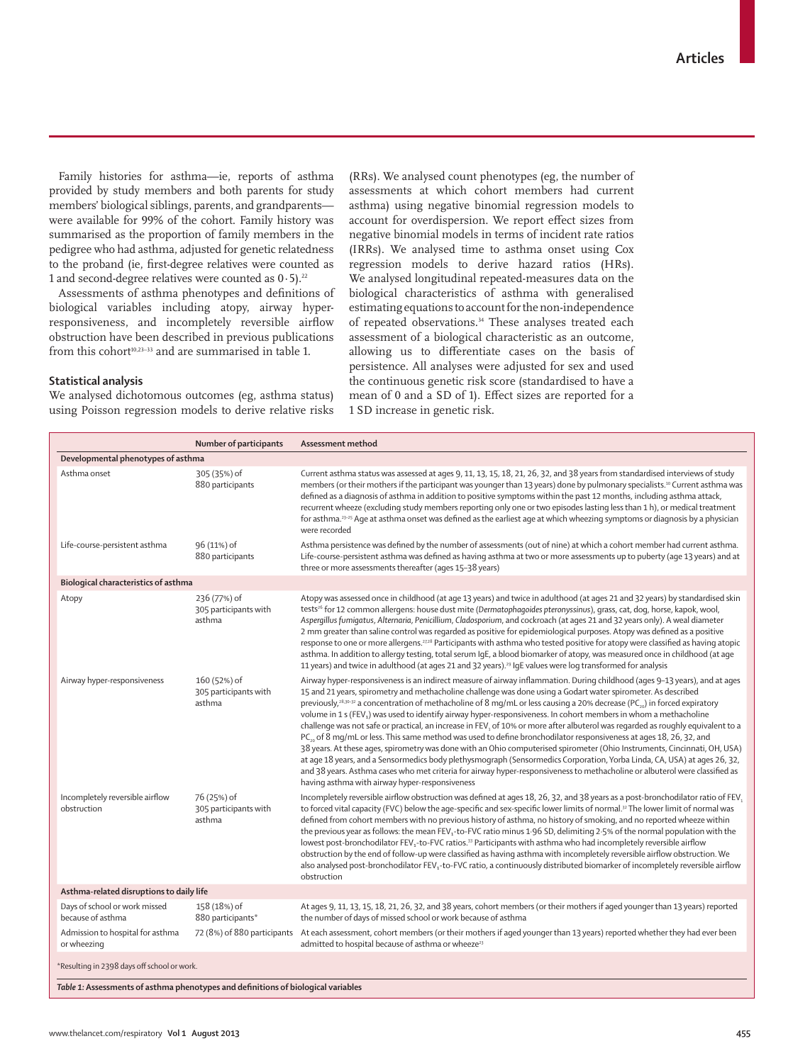Family histories for asthma—ie, reports of asthma provided by study members and both parents for study members' biological siblings, parents, and grandparents—were available for 99% of the cohort. Family history was summarised as the proportion of family members in the pedigree who had asthma, adjusted for genetic relatedness to the proband (ie, first-degree relatives were counted as 1 and second-degree relatives were counted as 0·5).[22]

Assessments of asthma phenotypes and definitions of biological variables including atopy, airway hyper-responsiveness, and incompletely reversible airflow obstruction have been described in previous publications from this cohort[10,23–33] and are summarised in table 1.

### Statistical analysis

We analysed dichotomous outcomes (eg, asthma status) using Poisson regression models to derive relative risks (RRs). We analysed count phenotypes (eg, the number of assessments at which cohort members had current asthma) using negative binomial regression models to account for overdispersion. We report effect sizes from negative binomial models in terms of incident rate ratios (IRRs). We analysed time to asthma onset using Cox regression models to derive hazard ratios (HRs). We analysed longitudinal repeated-measures data on the biological characteristics of asthma with generalised estimating equations to account for the non-independence of repeated observations.[34] These analyses treated each assessment of a biological characteristic as an outcome, allowing us to differentiate cases on the basis of persistence. All analyses were adjusted for sex and used the continuous genetic risk score (standardised to have a mean of 0 and a SD of 1). Effect sizes are reported for a 1 SD increase in genetic risk.

| | Number of participants | Assessment method |
|---|---|---|
| **Developmental phenotypes of asthma** | | |
| Asthma onset | 305 (35%) of 880 participants | Current asthma status was assessed at ages 9, 11, 13, 15, 18, 21, 26, 32, and 38 years from standardised interviews of study members (or their mothers if the participant was younger than 13 years) done by pulmonary specialists.[10] Current asthma was defined as a diagnosis of asthma in addition to positive symptoms within the past 12 months, including asthma attack, recurrent wheeze (excluding study members reporting only one or two episodes lasting less than 1 h), or medical treatment for asthma.[23–25] Age at asthma onset was defined as the earliest age at which wheezing symptoms or diagnosis by a physician were recorded |
| Life-course-persistent asthma | 96 (11%) of 880 participants | Asthma persistence was defined by the number of assessments (out of nine) at which a cohort member had current asthma. Life-course-persistent asthma was defined as having asthma at two or more assessments up to puberty (age 13 years) and at three or more assessments thereafter (ages 15–38 years) |
| **Biological characteristics of asthma** | | |
| Atopy | 236 (77%) of 305 participants with asthma | Atopy was assessed once in childhood (at age 13 years) and twice in adulthood (at ages 21 and 32 years) by standardised skin tests[26] for 12 common allergens: house dust mite (*Dermatophagoides pteronyssinus*), grass, cat, dog, horse, kapok, wool, *Aspergillus fumigatus*, *Alternaria*, *Penicillium*, *Cladosporium*, and cockroach (at ages 21 and 32 years only). A weal diameter 2 mm greater than saline control was regarded as positive for epidemiological purposes. Atopy was defined as a positive response to one or more allergens.[27,28] Participants with asthma who tested positive for atopy were classified as having atopic asthma. In addition to allergy testing, total serum IgE, a blood biomarker of atopy, was measured once in childhood (at age 11 years) and twice in adulthood (at ages 21 and 32 years).[29] IgE values were log transformed for analysis |
| Airway hyper-responsiveness | 160 (52%) of 305 participants with asthma | Airway hyper-responsiveness is an indirect measure of airway inflammation. During childhood (ages 9–13 years), and at ages 15 and 21 years, spirometry and methacholine challenge was done using a Godart water spirometer. As described previously,[28,30–32] a concentration of methacholine of 8 mg/mL or less causing a 20% decrease ($PC_{20}$) in forced expiratory volume in 1 s ($FEV_1$) was used to identify airway hyper-responsiveness. In cohort members in whom a methacholine challenge was not safe or practical, an increase in $FEV_1$ of 10% or more after albuterol was regarded as roughly equivalent to a $PC_{20}$ of 8 mg/mL or less. This same method was used to define bronchodilator responsiveness at ages 18, 26, 32, and 38 years. At these ages, spirometry was done with an Ohio computerised spirometer (Ohio Instruments, Cincinnati, OH, USA) at age 18 years, and a Sensormedics body plethysmograph (Sensormedics Corporation, Yorba Linda, CA, USA) at ages 26, 32, and 38 years. Asthma cases who met criteria for airway hyper-responsiveness to methacholine or albuterol were classified as having asthma with airway hyper-responsiveness |
| Incompletely reversible airflow obstruction | 76 (25%) of 305 participants with asthma | Incompletely reversible airflow obstruction was defined at ages 18, 26, 32, and 38 years as a post-bronchodilator ratio of $FEV_1$ to forced vital capacity (FVC) below the age-specific and sex-specific lower limits of normal.[32] The lower limit of normal was defined from cohort members with no previous history of asthma, no history of smoking, and no reported wheeze within the previous year as follows: the mean $FEV_1$-to-FVC ratio minus 1·96 SD, delimiting 2·5% of the normal population with the lowest post-bronchodilator $FEV_1$-to-FVC ratios.[33] Participants with asthma who had incompletely reversible airflow obstruction by the end of follow-up were classified as having asthma with incompletely reversible airflow obstruction. We also analysed post-bronchodilator $FEV_1$-to-FVC ratio, a continuously distributed biomarker of incompletely reversible airflow obstruction |
| **Asthma-related disruptions to daily life** | | |
| Days of school or work missed because of asthma | 158 (18%) of 880 participants* | At ages 9, 11, 13, 15, 18, 21, 26, 32, and 38 years, cohort members (or their mothers if aged younger than 13 years) reported the number of days of missed school or work because of asthma |
| Admission to hospital for asthma or wheezing | 72 (8%) of 880 participants | At each assessment, cohort members (or their mothers if aged younger than 13 years) reported whether they had ever been admitted to hospital because of asthma or wheeze[23] |

*Resulting in 2398 days off school or work.

*Table 1:* **Assessments of asthma phenotypes and definitions of biological variables**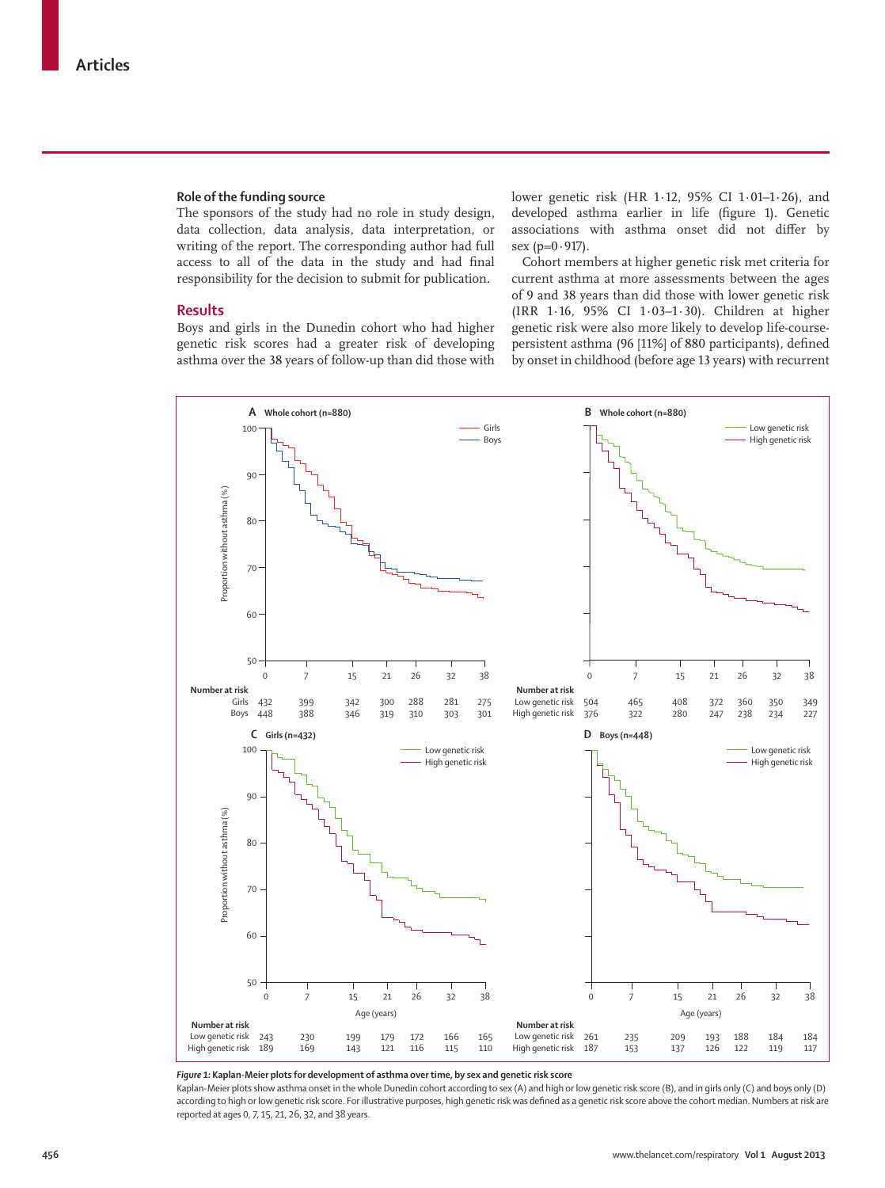### Role of the funding source

The sponsors of the study had no role in study design, data collection, data analysis, data interpretation, or writing of the report. The corresponding author had full access to all of the data in the study and had final responsibility for the decision to submit for publication.

## Results

Boys and girls in the Dunedin cohort who had higher genetic risk scores had a greater risk of developing asthma over the 38 years of follow-up than did those with lower genetic risk (HR 1·12, 95% CI 1·01–1·26), and developed asthma earlier in life (figure 1). Genetic associations with asthma onset did not differ by sex (p=0·917).

Cohort members at higher genetic risk met criteria for current asthma at more assessments between the ages of 9 and 38 years than did those with lower genetic risk (IRR 1·16, 95% CI 1·03–1·30). Children at higher genetic risk were also more likely to develop life-course-persistent asthma (96 [11%] of 880 participants), defined by onset in childhood (before age 13 years) with recurrent

A Whole cohort (n=880)

Girls
Boys

Proportion without asthma (%)

100
90
80
70
60
50

0 7 15 21 26 32 38

Number at risk
Girls 432 399 342 300 288 281 275
Boys 448 388 346 319 310 303 301

B Whole cohort (n=880)

Low genetic risk
High genetic risk

0 7 15 21 26 32 38

Number at risk
Low genetic risk 504 465 408 372 360 350 349
High genetic risk 376 322 280 247 238 234 227

C Girls (n=432)

Low genetic risk
High genetic risk

Proportion without asthma (%)

100
90
80
70
60
50

0 7 15 21 26 32 38

Age (years)

Number at risk
Low genetic risk 243 230 199 179 172 166 165
High genetic risk 189 169 143 121 116 115 110

D Boys (n=448)

Low genetic risk
High genetic risk

0 7 15 21 26 32 38

Age (years)

Number at risk
Low genetic risk 261 235 209 193 188 184 184
High genetic risk 187 153 137 126 122 119 117

*Figure 1:* **Kaplan-Meier plots for development of asthma over time, by sex and genetic risk score**

Kaplan-Meier plots show asthma onset in the whole Dunedin cohort according to sex (A) and high or low genetic risk score (B), and in girls only (C) and boys only (D) according to high or low genetic risk score. For illustrative purposes, high genetic risk was defined as a genetic risk score above the cohort median. Numbers at risk are reported at ages 0, 7, 15, 21, 26, 32, and 38 years.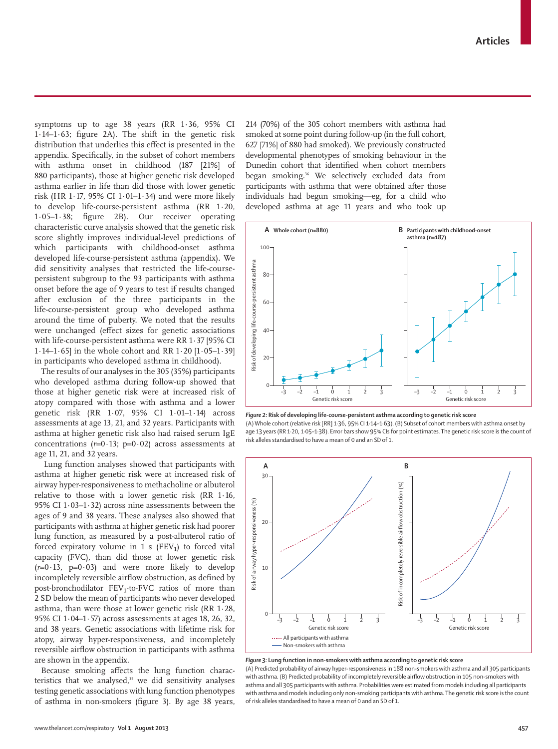symptoms up to age 38 years (RR 1·36, 95% CI 1·14–1·63; figure 2A). The shift in the genetic risk distribution that underlies this effect is presented in the appendix. Specifically, in the subset of cohort members with asthma onset in childhood (187 [21%] of 880 participants), those at higher genetic risk developed asthma earlier in life than did those with lower genetic risk (HR 1·17, 95% CI 1·01–1·34) and were more likely to develop life-course-persistent asthma (RR 1·20, 1·05–1·38; figure 2B). Our receiver operating characteristic curve analysis showed that the genetic risk score slightly improves individual-level predictions of which participants with childhood-onset asthma developed life-course-persistent asthma (appendix). We did sensitivity analyses that restricted the life-course-persistent subgroup to the 93 participants with asthma onset before the age of 9 years to test if results changed after exclusion of the three participants in the life-course-persistent group who developed asthma around the time of puberty. We noted that the results were unchanged (effect sizes for genetic associations with life-course-persistent asthma were RR 1·37 [95% CI 1·14–1·65] in the whole cohort and RR 1·20 [1·05–1·39] in participants who developed asthma in childhood).

The results of our analyses in the 305 (35%) participants who developed asthma during follow-up showed that those at higher genetic risk were at increased risk of atopy compared with those with asthma and a lower genetic risk (RR 1·07, 95% CI 1·01–1·14) across assessments at age 13, 21, and 32 years. Participants with asthma at higher genetic risk also had raised serum IgE concentrations ($r$=0·13; p=0·02) across assessments at age 11, 21, and 32 years.

Lung function analyses showed that participants with asthma at higher genetic risk were at increased risk of airway hyper-responsiveness to methacholine or albuterol relative to those with a lower genetic risk (RR 1·16, 95% CI 1·03–1·32) across nine assessments between the ages of 9 and 38 years. These analyses also showed that participants with asthma at higher genetic risk had poorer lung function, as measured by a post-albuterol ratio of forced expiratory volume in 1 s ($FEV_1$) to forced vital capacity (FVC), than did those at lower genetic risk ($r$=0·13, p=0·03) and were more likely to develop incompletely reversible airflow obstruction, as defined by post-bronchodilator $FEV_1$-to-FVC ratios of more than 2 SD below the mean of participants who never developed asthma, than were those at lower genetic risk (RR 1·28, 95% CI 1·04–1·57) across assessments at ages 18, 26, 32, and 38 years. Genetic associations with lifetime risk for atopy, airway hyper-responsiveness, and incompletely reversible airflow obstruction in participants with asthma are shown in the appendix.

Because smoking affects the lung function characteristics that we analysed,[35] we did sensitivity analyses testing genetic associations with lung function phenotypes of asthma in non-smokers (figure 3). By age 38 years, 214 (70%) of the 305 cohort members with asthma had smoked at some point during follow-up (in the full cohort, 627 [71%] of 880 had smoked). We previously constructed developmental phenotypes of smoking behaviour in the Dunedin cohort that identified when cohort members began smoking.[36] We selectively excluded data from participants with asthma that were obtained after those individuals had begun smoking—eg, for a child who developed asthma at age 11 years and who took up

A Whole cohort (n=880)

B Participants with childhood-onset asthma (n=187)

Risk of developing life-course-persistent asthma

Genetic risk score

**Figure 2: Risk of developing life-course-persistent asthma according to genetic risk score**
(A) Whole cohort (relative risk [RR] 1·36, 95% CI 1·14–1·63). (B) Subset of cohort members with asthma onset by age 13 years (RR 1·20, 1·05–1·38). Error bars show 95% CIs for point estimates. The genetic risk score is the count of risk alleles standardised to have a mean of 0 and an SD of 1.

A

B

Risk of airway hyper-responsiveness (%)

Risk of incompletely reversible airflow obstruction (%)

Genetic risk score

All participants with asthma

Non-smokers with asthma

**Figure 3: Lung function in non-smokers with asthma according to genetic risk score**
(A) Predicted probability of airway hyper-responsiveness in 188 non-smokers with asthma and all 305 participants with asthma. (B) Predicted probability of incompletely reversible airflow obstruction in 105 non-smokers with asthma and all 305 participants with asthma. Probabilities were estimated from models including all participants with asthma and models including only non-smoking participants with asthma. The genetic risk score is the count of risk alleles standardised to have a mean of 0 and an SD of 1.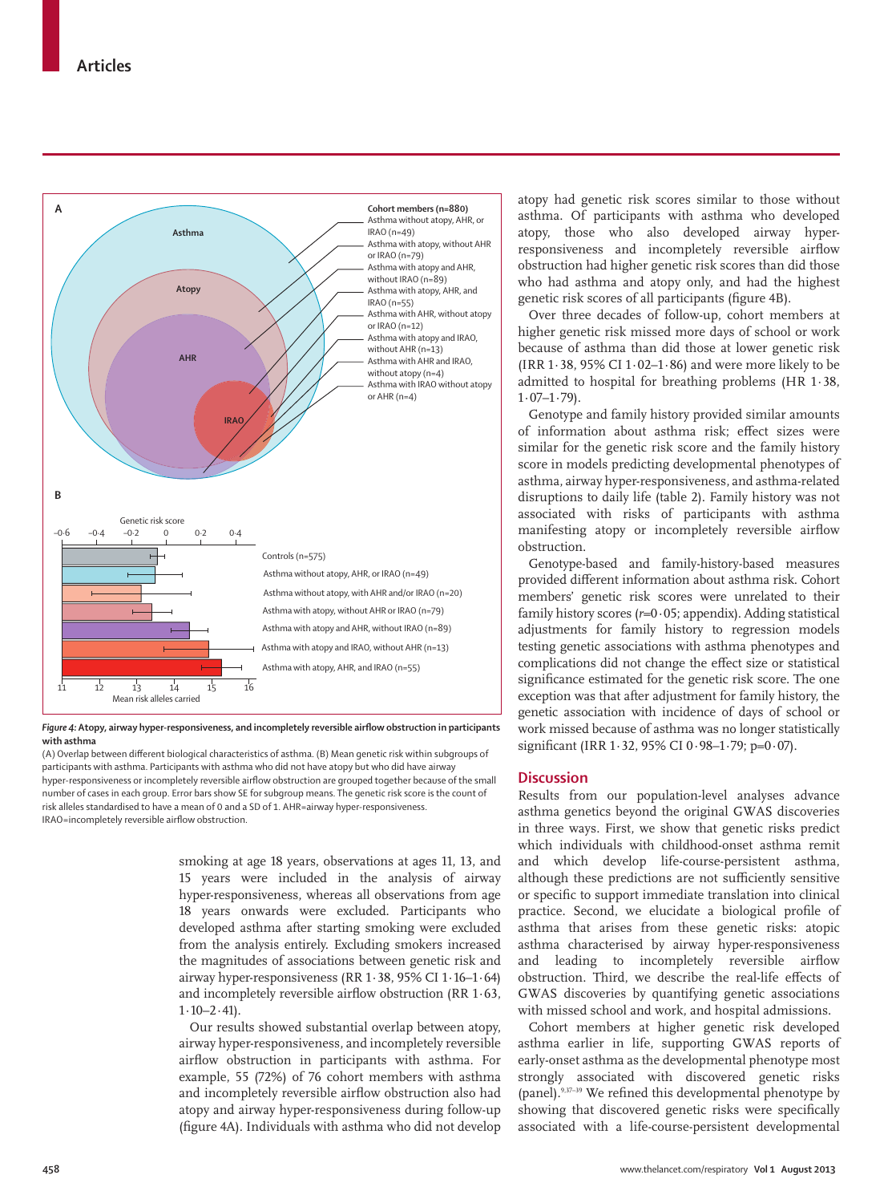**A**

Asthma

Atopy

AHR

IRAO

Cohort members (n=880)

Asthma without atopy, AHR, or IRAO (n=49)

Asthma with atopy, without AHR or IRAO (n=79)

Asthma with atopy and AHR, without IRAO (n=89)

Asthma with atopy, AHR, and IRAO (n=55)

Asthma with AHR, without atopy or IRAO (n=12)

Asthma with atopy and IRAO, without AHR (n=13)

Asthma with AHR and IRAO, without atopy (n=4)

Asthma with IRAO without atopy or AHR (n=4)

**B**

Genetic risk score

–0·6 –0·4 –0·2 0 0·2 0·4

Controls (n=575)

Asthma without atopy, AHR, or IRAO (n=49)

Asthma without atopy, with AHR and/or IRAO (n=20)

Asthma with atopy, without AHR or IRAO (n=79)

Asthma with atopy and AHR, without IRAO (n=89)

Asthma with atopy and IRAO, without AHR (n=13)

Asthma with atopy, AHR, and IRAO (n=55)

11 12 13 14 15 16

Mean risk alleles carried

*Figure 4:* **Atopy, airway hyper-responsiveness, and incompletely reversible airflow obstruction in participants with asthma**

(A) Overlap between different biological characteristics of asthma. (B) Mean genetic risk within subgroups of participants with asthma. Participants with asthma who did not have atopy but who did have airway hyper-responsiveness or incompletely reversible airflow obstruction are grouped together because of the small number of cases in each group. Error bars show SE for subgroup means. The genetic risk score is the count of risk alleles standardised to have a mean of 0 and a SD of 1. AHR=airway hyper-responsiveness. IRAO=incompletely reversible airflow obstruction.

smoking at age 18 years, observations at ages 11, 13, and 15 years were included in the analysis of airway hyper-responsiveness, whereas all observations from age 18 years onwards were excluded. Participants who developed asthma after starting smoking were excluded from the analysis entirely. Excluding smokers increased the magnitudes of associations between genetic risk and airway hyper-responsiveness (RR 1·38, 95% CI 1·16–1·64) and incompletely reversible airflow obstruction (RR 1·63, 1·10–2·41).

Our results showed substantial overlap between atopy, airway hyper-responsiveness, and incompletely reversible airflow obstruction in participants with asthma. For example, 55 (72%) of 76 cohort members with asthma and incompletely reversible airflow obstruction also had atopy and airway hyper-responsiveness during follow-up (figure 4A). Individuals with asthma who did not develop atopy had genetic risk scores similar to those without asthma. Of participants with asthma who developed atopy, those who also developed airway hyper-responsiveness and incompletely reversible airflow obstruction had higher genetic risk scores than did those who had asthma and atopy only, and had the highest genetic risk scores of all participants (figure 4B).

Over three decades of follow-up, cohort members at higher genetic risk missed more days of school or work because of asthma than did those at lower genetic risk (IRR 1·38, 95% CI 1·02–1·86) and were more likely to be admitted to hospital for breathing problems (HR 1·38, 1·07–1·79).

Genotype and family history provided similar amounts of information about asthma risk; effect sizes were similar for the genetic risk score and the family history score in models predicting developmental phenotypes of asthma, airway hyper-responsiveness, and asthma-related disruptions to daily life (table 2). Family history was not associated with risks of participants with asthma manifesting atopy or incompletely reversible airflow obstruction.

Genotype-based and family-history-based measures provided different information about asthma risk. Cohort members' genetic risk scores were unrelated to their family history scores ($r$=0·05; appendix). Adding statistical adjustments for family history to regression models testing genetic associations with asthma phenotypes and complications did not change the effect size or statistical significance estimated for the genetic risk score. The one exception was that after adjustment for family history, the genetic association with incidence of days of school or work missed because of asthma was no longer statistically significant (IRR 1·32, 95% CI 0·98–1·79; p=0·07).

## Discussion

Results from our population-level analyses advance asthma genetics beyond the original GWAS discoveries in three ways. First, we show that genetic risks predict which individuals with childhood-onset asthma remit and which develop life-course-persistent asthma, although these predictions are not sufficiently sensitive or specific to support immediate translation into clinical practice. Second, we elucidate a biological profile of asthma that arises from these genetic risks: atopic asthma characterised by airway hyper-responsiveness and leading to incompletely reversible airflow obstruction. Third, we describe the real-life effects of GWAS discoveries by quantifying genetic associations with missed school and work, and hospital admissions.

Cohort members at higher genetic risk developed asthma earlier in life, supporting GWAS reports of early-onset asthma as the developmental phenotype most strongly associated with discovered genetic risks (panel).[9,37–39] We refined this developmental phenotype by showing that discovered genetic risks were specifically associated with a life-course-persistent developmental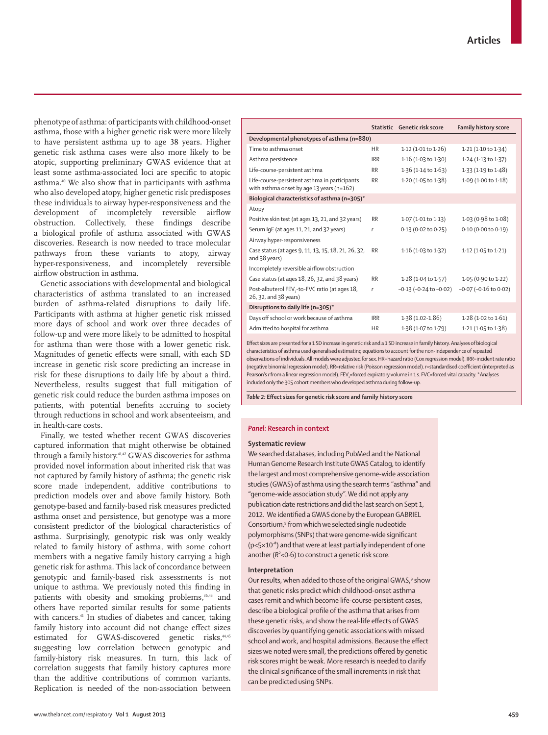phenotype of asthma: of participants with childhood-onset asthma, those with a higher genetic risk were more likely to have persistent asthma up to age 38 years. Higher genetic risk asthma cases were also more likely to be atopic, supporting preliminary GWAS evidence that at least some asthma-associated loci are specific to atopic asthma.[40] We also show that in participants with asthma who also developed atopy, higher genetic risk predisposes these individuals to airway hyper-responsiveness and the development of incompletely reversible airflow obstruction. Collectively, these findings describe a biological profile of asthma associated with GWAS discoveries. Research is now needed to trace molecular pathways from these variants to atopy, airway hyper-responsiveness, and incompletely reversible airflow obstruction in asthma.

Genetic associations with developmental and biological characteristics of asthma translated to an increased burden of asthma-related disruptions to daily life. Participants with asthma at higher genetic risk missed more days of school and work over three decades of follow-up and were more likely to be admitted to hospital for asthma than were those with a lower genetic risk. Magnitudes of genetic effects were small, with each SD increase in genetic risk score predicting an increase in risk for these disruptions to daily life by about a third. Nevertheless, results suggest that full mitigation of genetic risk could reduce the burden asthma imposes on patients, with potential benefits accruing to society through reductions in school and work absenteeism, and in health-care costs.

Finally, we tested whether recent GWAS discoveries captured information that might otherwise be obtained through a family history.[41,42] GWAS discoveries for asthma provided novel information about inherited risk that was not captured by family history of asthma; the genetic risk score made independent, additive contributions to prediction models over and above family history. Both genotype-based and family-based risk measures predicted asthma onset and persistence, but genotype was a more consistent predictor of the biological characteristics of asthma. Surprisingly, genotypic risk was only weakly related to family history of asthma, with some cohort members with a negative family history carrying a high genetic risk for asthma. This lack of concordance between genotypic and family-based risk assessments is not unique to asthma. We previously noted this finding in patients with obesity and smoking problems,[36,43] and others have reported similar results for some patients with cancers.[41] In studies of diabetes and cancer, taking family history into account did not change effect sizes estimated for GWAS-discovered genetic risks,[44,45] suggesting low correlation between genotypic and family-history risk measures. In turn, this lack of correlation suggests that family history captures more than the additive contributions of common variants. Replication is needed of the non-association between

| | Statistic | Genetic risk score | Family history score |
|---|---|---|---|
| **Developmental phenotypes of asthma (n=880)** | | | |
| Time to asthma onset | HR | 1·12 (1·01 to 1·26) | 1·21 (1·10 to 1·34) |
| Asthma persistence | IRR | 1·16 (1·03 to 1·30) | 1·24 (1·13 to 1·37) |
| Life-course-persistent asthma | RR | 1·36 (1·14 to 1·63) | 1·33 (1·19 to 1·48) |
| Life-course-persistent asthma in participants with asthma onset by age 13 years (n=162) | RR | 1·20 (1·05 to 1·38) | 1·09 (1·00 to 1·18) |
| **Biological characteristics of asthma (n=305)*** | | | |
| Atopy | | | |
| Positive skin test (at ages 13, 21, and 32 years) | RR | 1·07 (1·01 to 1·13) | 1·03 (0·98 to 1·08) |
| Serum IgE (at ages 11, 21, and 32 years) | *r* | 0·13 (0·02 to 0·25) | 0·10 (0·00 to 0·19) |
| Airway hyper-responsiveness | | | |
| Case status (at ages 9, 11, 13, 15, 18, 21, 26, 32, and 38 years) | RR | 1·16 (1·03 to 1·32) | 1·12 (1·05 to 1·21) |
| Incompletely reversible airflow obstruction | | | |
| Case status (at ages 18, 26, 32, and 38 years) | RR | 1·28 (1·04 to 1·57) | 1·05 (0·90 to 1·22) |
| Post-albuterol $FEV_1$-to-FVC ratio (at ages 18, 26, 32, and 38 years) | *r* | −0·13 (−0·24 to −0·02) | −0·07 (−0·16 to 0·02) |
| **Disruptions to daily life (n=305)*** | | | |
| Days off school or work because of asthma | IRR | 1·38 (1·02-1·86) | 1·28 (1·02 to 1·61) |
| Admitted to hospital for asthma | HR | 1·38 (1·07 to 1·79) | 1·21 (1·05 to 1·38) |

Effect sizes are presented for a 1 SD increase in genetic risk and a 1 SD increase in family history. Analyses of biological characteristics of asthma used generalised estimating equations to account for the non-independence of repeated observations of individuals. All models were adjusted for sex. HR=hazard ratio (Cox regression model). IRR=incident rate ratio (negative binomial regression model). RR=relative risk (Poisson regression model). r=standardised coefficient (interpreted as Pearson's r from a linear regression model). $FEV_1$=forced expiratory volume in 1 s. FVC=forced vital capacity. *Analyses included only the 305 cohort members who developed asthma during follow-up.

***Table 2:* Effect sizes for genetic risk score and family history score**

### *Panel:* Research in context

**Systematic review**

We searched databases, including PubMed and the National Human Genome Research Institute GWAS Catalog, to identify the largest and most comprehensive genome-wide association studies (GWAS) of asthma using the search terms "asthma" and "genome-wide association study". We did not apply any publication date restrictions and did the last search on Sept 1, 2012. We identified a GWAS done by the European GABRIEL Consortium,[9] from which we selected single nucleotide polymorphisms (SNPs) that were genome-wide significant ($p<5\times10^{-8}$) and that were at least partially independent of one another ($R^2<0·6$) to construct a genetic risk score.

**Interpretation**

Our results, when added to those of the original GWAS,[9] show that genetic risks predict which childhood-onset asthma cases remit and which become life-course-persistent cases, describe a biological profile of the asthma that arises from these genetic risks, and show the real-life effects of GWAS discoveries by quantifying genetic associations with missed school and work, and hospital admissions. Because the effect sizes we noted were small, the predictions offered by genetic risk scores might be weak. More research is needed to clarify the clinical significance of the small increments in risk that can be predicted using SNPs.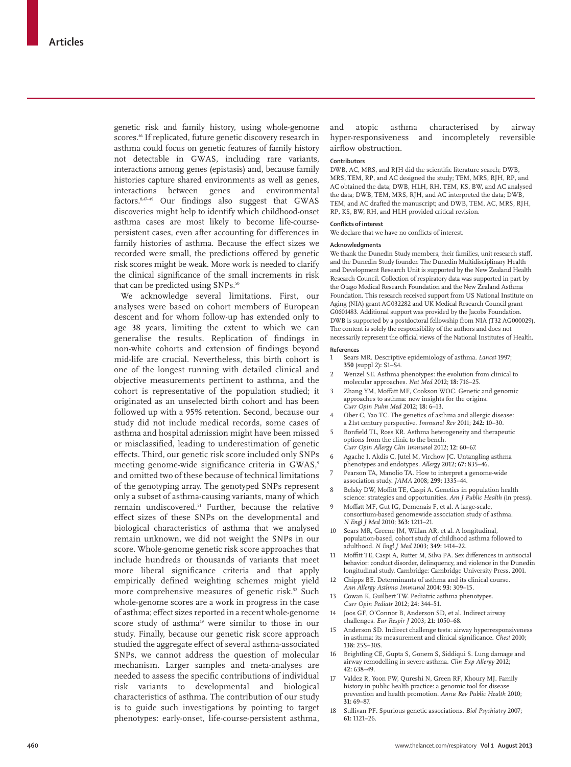genetic risk and family history, using whole-genome scores.[46] If replicated, future genetic discovery research in asthma could focus on genetic features of family history not detectable in GWAS, including rare variants, interactions among genes (epistasis) and, because family histories capture shared environments as well as genes, interactions between genes and environmental factors.[8,47–49] Our findings also suggest that GWAS discoveries might help to identify which childhood-onset asthma cases are most likely to become life-course-persistent cases, even after accounting for differences in family histories of asthma. Because the effect sizes we recorded were small, the predictions offered by genetic risk scores might be weak. More work is needed to clarify the clinical significance of the small increments in risk that can be predicted using SNPs.[50]

We acknowledge several limitations. First, our analyses were based on cohort members of European descent and for whom follow-up has extended only to age 38 years, limiting the extent to which we can generalise the results. Replication of findings in non-white cohorts and extension of findings beyond mid-life are crucial. Nevertheless, this birth cohort is one of the longest running with detailed clinical and objective measurements pertinent to asthma, and the cohort is representative of the population studied; it originated as an unselected birth cohort and has been followed up with a 95% retention. Second, because our study did not include medical records, some cases of asthma and hospital admission might have been missed or misclassified, leading to underestimation of genetic effects. Third, our genetic risk score included only SNPs meeting genome-wide significance criteria in GWAS,[9] and omitted two of these because of technical limitations of the genotyping array. The genotyped SNPs represent only a subset of asthma-causing variants, many of which remain undiscovered.[51] Further, because the relative effect sizes of these SNPs on the developmental and biological characteristics of asthma that we analysed remain unknown, we did not weight the SNPs in our score. Whole-genome genetic risk score approaches that include hundreds or thousands of variants that meet more liberal significance criteria and that apply empirically defined weighting schemes might yield more comprehensive measures of genetic risk.[52] Such whole-genome scores are a work in progress in the case of asthma; effect sizes reported in a recent whole-genome score study of asthma[19] were similar to those in our study. Finally, because our genetic risk score approach studied the aggregate effect of several asthma-associated SNPs, we cannot address the question of molecular mechanism. Larger samples and meta-analyses are needed to assess the specific contributions of individual risk variants to developmental and biological characteristics of asthma. The contribution of our study is to guide such investigations by pointing to target phenotypes: early-onset, life-course-persistent asthma, and atopic asthma characterised by airway hyper-responsiveness and incompletely reversible airflow obstruction.

#### Contributors

DWB, AC, MRS, and RJH did the scientific literature search; DWB, MRS, TEM, RP, and AC designed the study; TEM, MRS, RJH, RP, and AC obtained the data; DWB, HLH, RH, TEM, KS, BW, and AC analysed the data; DWB, TEM, MRS, RJH, and AC interpreted the data; DWB, TEM, and AC drafted the manuscript; and DWB, TEM, AC, MRS, RJH, RP, KS, BW, RH, and HLH provided critical revision.

#### Conflicts of interest

We declare that we have no conflicts of interest.

#### Acknowledgments

We thank the Dunedin Study members, their families, unit research staff, and the Dunedin Multidisciplinary Health and Development Research Unit is supported by the New Zealand Health Research Council. Collection of respiratory data was supported in part by the Otago Medical Research Foundation and the New Zealand Asthma Foundation. This research received support from US National Institute on Aging (NIA) grant AG032282 and UK Medical Research Council grant G0601483. Additional support was provided by the Jacobs Foundation. DWB is supported by a postdoctoral fellowship from NIA (T32 AG000029). The content is solely the responsibility of the authors and does not necessarily represent the official views of the National Institutes of Health.

#### References

1. Sears MR. Descriptive epidemiology of asthma. *Lancet* 1997; **350** (suppl 2): S1–S4.
2. Wenzel SE. Asthma phenotypes: the evolution from clinical to molecular approaches. *Nat Med* 2012; **18:** 716–25.
3. Zhang YM, Moffatt MF, Cookson WOC. Genetic and genomic approaches to asthma: new insights for the origins. *Curr Opin Pulm Med* 2012; **18:** 6–13.
4. Ober C, Yao TC. The genetics of asthma and allergic disease: a 21st century perspective. *Immunol Rev* 2011; **242:** 10–30.
5. Bonfield TL, Ross KR. Asthma heterogeneity and therapeutic options from the clinic to the bench. *Curr Opin Allergy Clin Immunol* 2012; **12:** 60–67.
6. Agache I, Akdis C, Jutel M, Virchow JC. Untangling asthma phenotypes and endotypes. *Allergy* 2012; **67:** 835–46.
7. Pearson TA, Manolio TA. How to interpret a genome-wide association study. *JAMA* 2008; **299:** 1335–44.
8. Belsky DW, Moffitt TE, Caspi A. Genetics in population health science: strategies and opportunities. *Am J Public Health* (in press).
9. Moffatt MF, Gut IG, Demenais F, et al. A large-scale, consortium-based genomewide association study of asthma. *N Engl J Med* 2010; **363:** 1211–21.
10. Sears MR, Greene JM, Willan AR, et al. A longitudinal, population-based, cohort study of childhood asthma followed to adulthood. *N Engl J Med* 2003; **349:** 1414–22.
11. Moffitt TE, Caspi A, Rutter M, Silva PA. Sex differences in antisocial behavior: conduct disorder, delinquency, and violence in the Dunedin longitudinal study. Cambridge: Cambridge University Press, 2001.
12. Chipps BE. Determinants of asthma and its clinical course. *Ann Allergy Asthma Immunol* 2004; **93:** 309–15.
13. Cowan K, Guilbert TW. Pediatric asthma phenotypes. *Curr Opin Pediatr* 2012; **24:** 344–51.
14. Joos GF, O'Connor B, Anderson SD, et al. Indirect airway challenges. *Eur Respir J* 2003; **21:** 1050–68.
15. Anderson SD. Indirect challenge tests: airway hyperresponsiveness in asthma: its measurement and clinical significance. *Chest* 2010; **138:** 25S–30S.
16. Brightling CE, Gupta S, Gonem S, Siddiqui S. Lung damage and airway remodelling in severe asthma. *Clin Exp Allergy* 2012; **42:** 638–49.
17. Valdez R, Yoon PW, Qureshi N, Green RF, Khoury MJ. Family history in public health practice: a genomic tool for disease prevention and health promotion. *Annu Rev Public Health* 2010; **31:** 69–87.
18. Sullivan PF. Spurious genetic associations. *Biol Psychiatry* 2007; **61:** 1121–26.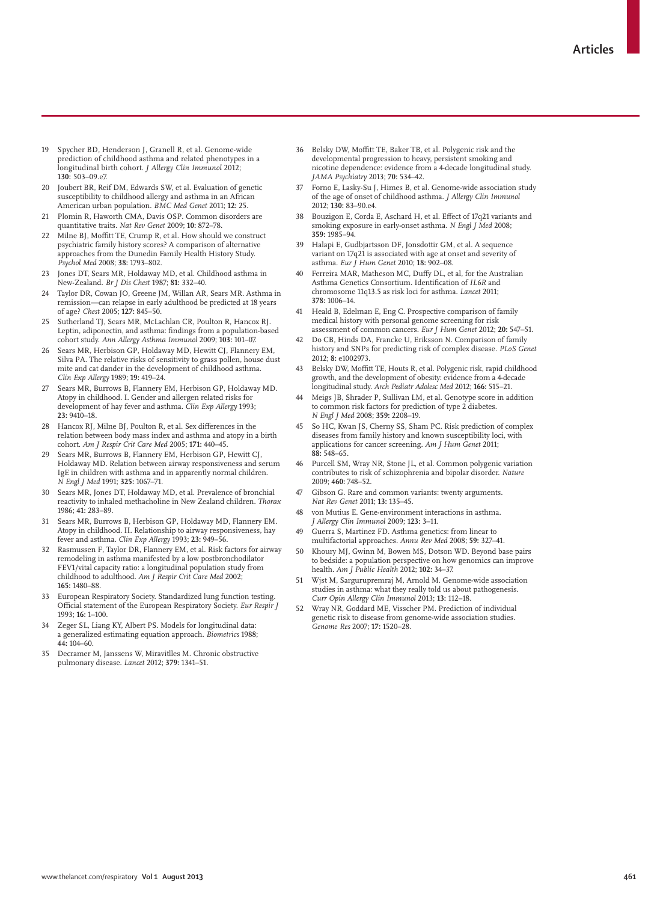19 Spycher BD, Henderson J, Granell R, et al. Genome-wide prediction of childhood asthma and related phenotypes in a longitudinal birth cohort. *J Allergy Clin Immunol* 2012; **130:** 503–09.e7.

20 Joubert BR, Reif DM, Edwards SW, et al. Evaluation of genetic susceptibility to childhood allergy and asthma in an African American urban population. *BMC Med Genet* 2011; **12:** 25.

21 Plomin R, Haworth CMA, Davis OSP. Common disorders are quantitative traits. *Nat Rev Genet* 2009; **10:** 872–78.

22 Milne BJ, Moffitt TE, Crump R, et al. How should we construct psychiatric family history scores? A comparison of alternative approaches from the Dunedin Family Health History Study. *Psychol Med* 2008; **38:** 1793–802.

23 Jones DT, Sears MR, Holdaway MD, et al. Childhood asthma in New-Zealand. *Br J Dis Chest* 1987; **81:** 332–40.

24 Taylor DR, Cowan JO, Greene JM, Willan AR, Sears MR. Asthma in remission—can relapse in early adulthood be predicted at 18 years of age? *Chest* 2005; **127:** 845–50.

25 Sutherland TJ, Sears MR, McLachlan CR, Poulton R, Hancox RJ. Leptin, adiponectin, and asthma: findings from a population-based cohort study. *Ann Allergy Asthma Immunol* 2009; **103:** 101–07.

26 Sears MR, Herbison GP, Holdaway MD, Hewitt CJ, Flannery EM, Silva PA. The relative risks of sensitivity to grass pollen, house dust mite and cat dander in the development of childhood asthma. *Clin Exp Allergy* 1989; **19:** 419–24.

27 Sears MR, Burrows B, Flannery EM, Herbison GP, Holdaway MD. Atopy in childhood. I. Gender and allergen related risks for development of hay fever and asthma. *Clin Exp Allergy* 1993; **23:** 9410–18.

28 Hancox RJ, Milne BJ, Poulton R, et al. Sex differences in the relation between body mass index and asthma and atopy in a birth cohort. *Am J Respir Crit Care Med* 2005; **171:** 440–45.

29 Sears MR, Burrows B, Flannery EM, Herbison GP, Hewitt CJ, Holdaway MD. Relation between airway responsiveness and serum IgE in children with asthma and in apparently normal children. *N Engl J Med* 1991; **325:** 1067–71.

30 Sears MR, Jones DT, Holdaway MD, et al. Prevalence of bronchial reactivity to inhaled methacholine in New Zealand children. *Thorax* 1986; **41:** 283–89.

31 Sears MR, Burrows B, Herbison GP, Holdaway MD, Flannery EM. Atopy in childhood. II. Relationship to airway responsiveness, hay fever and asthma. *Clin Exp Allergy* 1993; **23:** 949–56.

32 Rasmussen F, Taylor DR, Flannery EM, et al. Risk factors for airway remodeling in asthma manifested by a low postbronchodilator FEV1/vital capacity ratio: a longitudinal population study from childhood to adulthood. *Am J Respir Crit Care Med* 2002; **165:** 1480–88.

33 European Respiratory Society. Standardized lung function testing. Official statement of the European Respiratory Society. *Eur Respir J* 1993; **16:** 1–100.

34 Zeger SL, Liang KY, Albert PS. Models for longitudinal data: a generalized estimating equation approach. *Biometrics* 1988; **44:** 104–60.

35 Decramer M, Janssens W, Miravitlles M. Chronic obstructive pulmonary disease. *Lancet* 2012; **379:** 1341–51.

36 Belsky DW, Moffitt TE, Baker TB, et al. Polygenic risk and the developmental progression to heavy, persistent smoking and nicotine dependence: evidence from a 4-decade longitudinal study. *JAMA Psychiatry* 2013; **70:** 534–42.

37 Forno E, Lasky-Su J, Himes B, et al. Genome-wide association study of the age of onset of childhood asthma. *J Allergy Clin Immunol* 2012; **130:** 83–90.e4.

38 Bouzigon E, Corda E, Aschard H, et al. Effect of 17q21 variants and smoking exposure in early-onset asthma. *N Engl J Med* 2008; **359:** 1985–94.

39 Halapi E, Gudbjartsson DF, Jonsdottir GM, et al. A sequence variant on 17q21 is associated with age at onset and severity of asthma. *Eur J Hum Genet* 2010; **18:** 902–08.

40 Ferreira MAR, Matheson MC, Duffy DL, et al, for the Australian Asthma Genetics Consortium. Identification of *IL6R* and chromosome 11q13.5 as risk loci for asthma. *Lancet* 2011; **378:** 1006–14.

41 Heald B, Edelman E, Eng C. Prospective comparison of family medical history with personal genome screening for risk assessment of common cancers. *Eur J Hum Genet* 2012; **20:** 547–51.

42 Do CB, Hinds DA, Francke U, Eriksson N. Comparison of family history and SNPs for predicting risk of complex disease. *PLoS Genet* 2012; **8:** e1002973.

43 Belsky DW, Moffitt TE, Houts R, et al. Polygenic risk, rapid childhood growth, and the development of obesity: evidence from a 4-decade longitudinal study. *Arch Pediatr Adolesc Med* 2012; **166:** 515–21.

44 Meigs JB, Shrader P, Sullivan LM, et al. Genotype score in addition to common risk factors for prediction of type 2 diabetes. *N Engl J Med* 2008; **359:** 2208–19.

45 So HC, Kwan JS, Cherny SS, Sham PC. Risk prediction of complex diseases from family history and known susceptibility loci, with applications for cancer screening. *Am J Hum Genet* 2011; **88:** 548–65.

46 Purcell SM, Wray NR, Stone JL, et al. Common polygenic variation contributes to risk of schizophrenia and bipolar disorder. *Nature* 2009; **460:** 748–52.

47 Gibson G. Rare and common variants: twenty arguments. *Nat Rev Genet* 2011; **13:** 135–45.

48 von Mutius E. Gene-environment interactions in asthma. *J Allergy Clin Immunol* 2009; **123:** 3–11.

49 Guerra S, Martinez FD. Asthma genetics: from linear to multifactorial approaches. *Annu Rev Med* 2008; **59:** 327–41.

50 Khoury MJ, Gwinn M, Bowen MS, Dotson WD. Beyond base pairs to bedside: a population perspective on how genomics can improve health. *Am J Public Health* 2012; **102:** 34–37.

51 Wjst M, Sargurupremraj M, Arnold M. Genome-wide association studies in asthma: what they really told us about pathogenesis. *Curr Opin Allergy Clin Immunol* 2013; **13:** 112–18.

52 Wray NR, Goddard ME, Visscher PM. Prediction of individual genetic risk to disease from genome-wide association studies. *Genome Res* 2007; **17:** 1520–28.